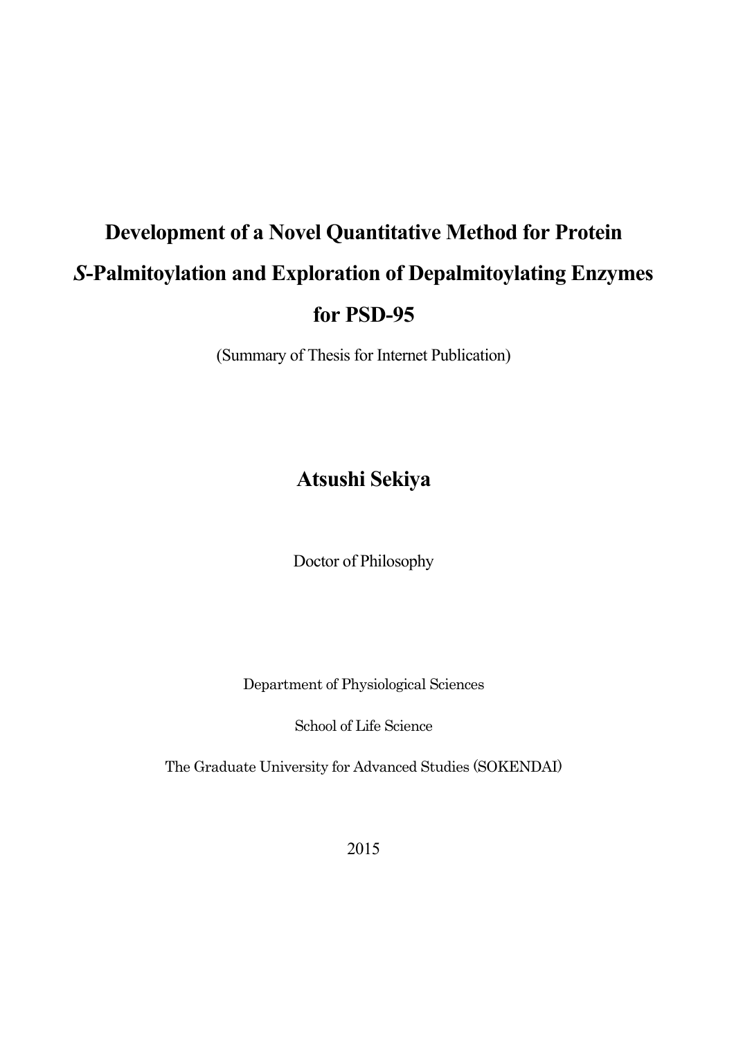# Development of a Novel Quantitative Method for Protein *S*-Palmitoylation and Exploration of Depalmitoylating Enzymes for PSD-95

(Summary of Thesis for Internet Publication)

**Atsushi Sekiya**

Doctor of Philosophy

Department of Physiological Sciences

School of Life Science

The Graduate University for Advanced Studies (SOKENDAI)

2015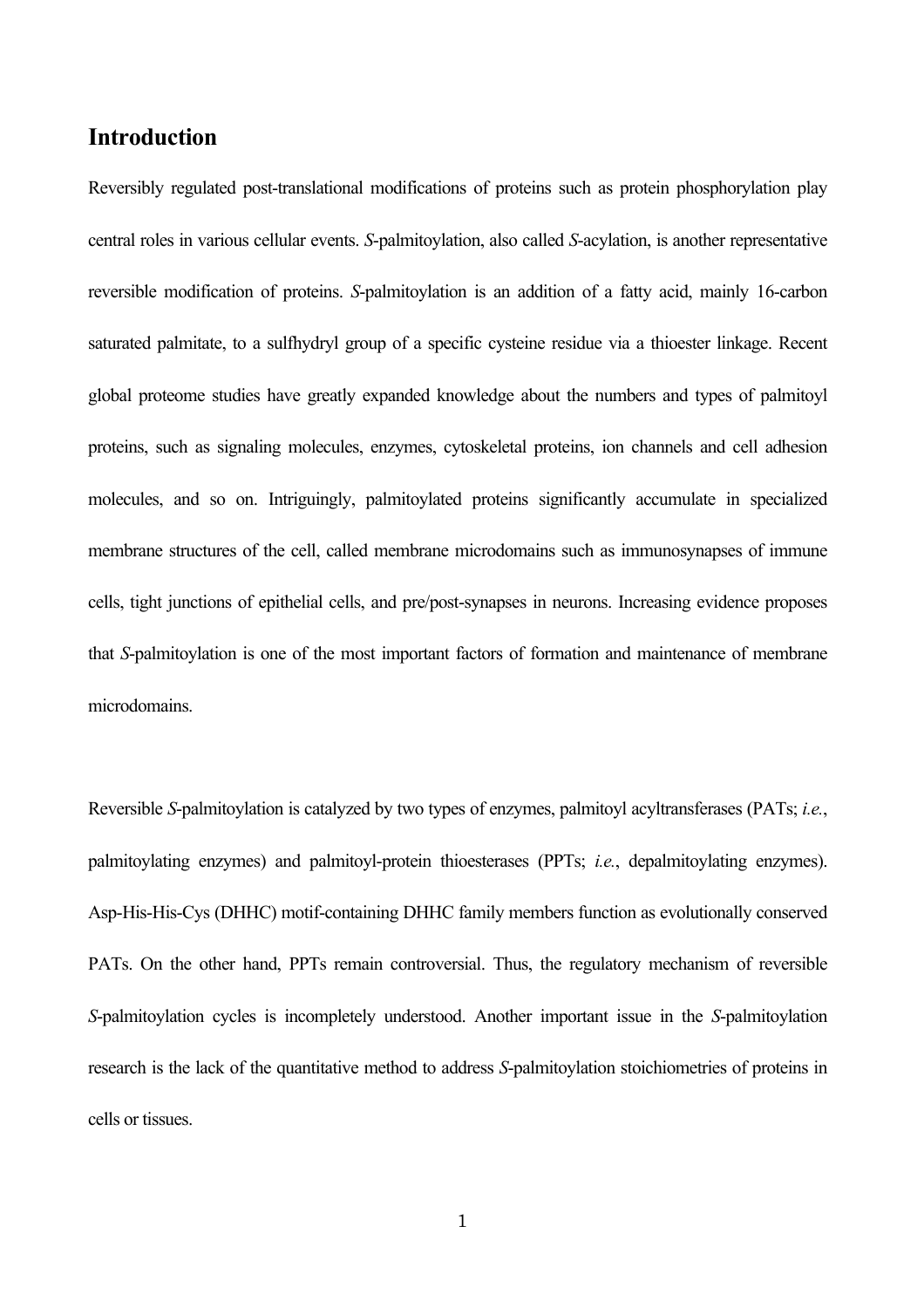## Introduction

Reversibly regulated post-translational modifications of proteins such as protein phosphorylation play central roles in various cellular events. *S*-palmitoylation, also called *S*-acylation, is another representative reversible modification of proteins. *S*-palmitoylation is an addition of a fatty acid, mainly 16-carbon saturated palmitate, to a sulfhydryl group of a specific cysteine residue via a thioester linkage. Recent global proteome studies have greatly expanded knowledge about the numbers and types of palmitoyl proteins, such as signaling molecules, enzymes, cytoskeletal proteins, ion channels and cell adhesion molecules, and so on. Intriguingly, palmitoylated proteins significantly accumulate in specialized membrane structures of the cell, called membrane microdomains such as immunosynapses of immune cells, tight junctions of epithelial cells, and pre/post-synapses in neurons. Increasing evidence proposes that *S*-palmitoylation is one of the most important factors of formation and maintenance of membrane microdomains.

Reversible *S*-palmitoylation is catalyzed by two types of enzymes, palmitoyl acyltransferases (PATs; *i.e.*, palmitoylating enzymes) and palmitoyl-protein thioesterases (PPTs; *i.e.*, depalmitoylating enzymes). Asp-His-His-Cys (DHHC) motif-containing DHHC family members function as evolutionally conserved PATs. On the other hand, PPTs remain controversial. Thus, the regulatory mechanism of reversible *S*-palmitoylation cycles is incompletely understood. Another important issue in the *S*-palmitoylation research is the lack of the quantitative method to address *S*-palmitoylation stoichiometries of proteins in cells or tissues.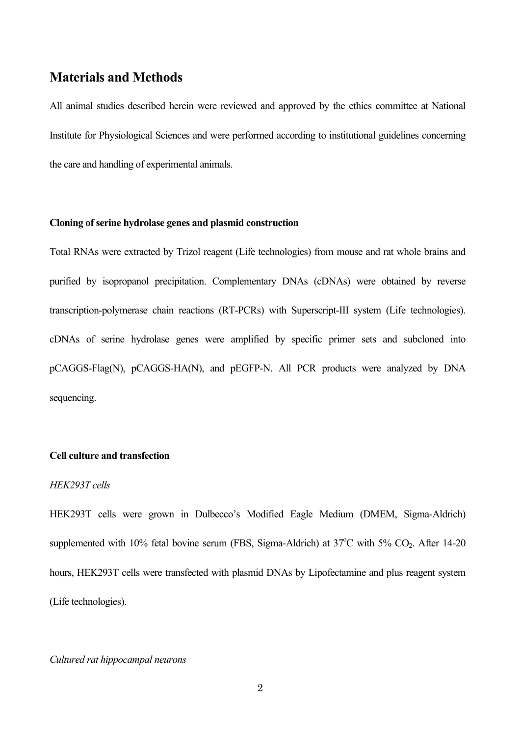# Materials and Methods

All animal studies described herein were reviewed and approved by the ethics committee at National Institute for Physiological Sciences and were performed according to institutional guidelines concerning the care and handling of experimental animals.

### Cloning of serine hydrolase genes and plasmid construction

Total RNAs were extracted by Trizol reagent (Life technologies) from mouse and rat whole brains and purified by isopropanol precipitation. Complementary DNAs (cDNAs) were obtained by reverse transcription-polymerase chain reactions (RT-PCRs) with Superscript-III system (Life technologies). cDNAs of serine hydrolase genes were amplified by specific primer sets and subcloned into pCAGGS-Flag(N), pCAGGS-HA(N), and pEGFP-N. All PCR products were analyzed by DNA sequencing.

### Cell culture and transfection

*HEK293T cells*

HEK293T cells were grown in Dulbecco's Modified Eagle Medium (DMEM, Sigma-Aldrich) supplemented with 10% fetal bovine serum (FBS, Sigma-Aldrich) at 37$^{o}$C with 5% $CO_2$. After 14-20 hours, HEK293T cells were transfected with plasmid DNAs by Lipofectamine and plus reagent system (Life technologies).

*Cultured rat hippocampal neurons*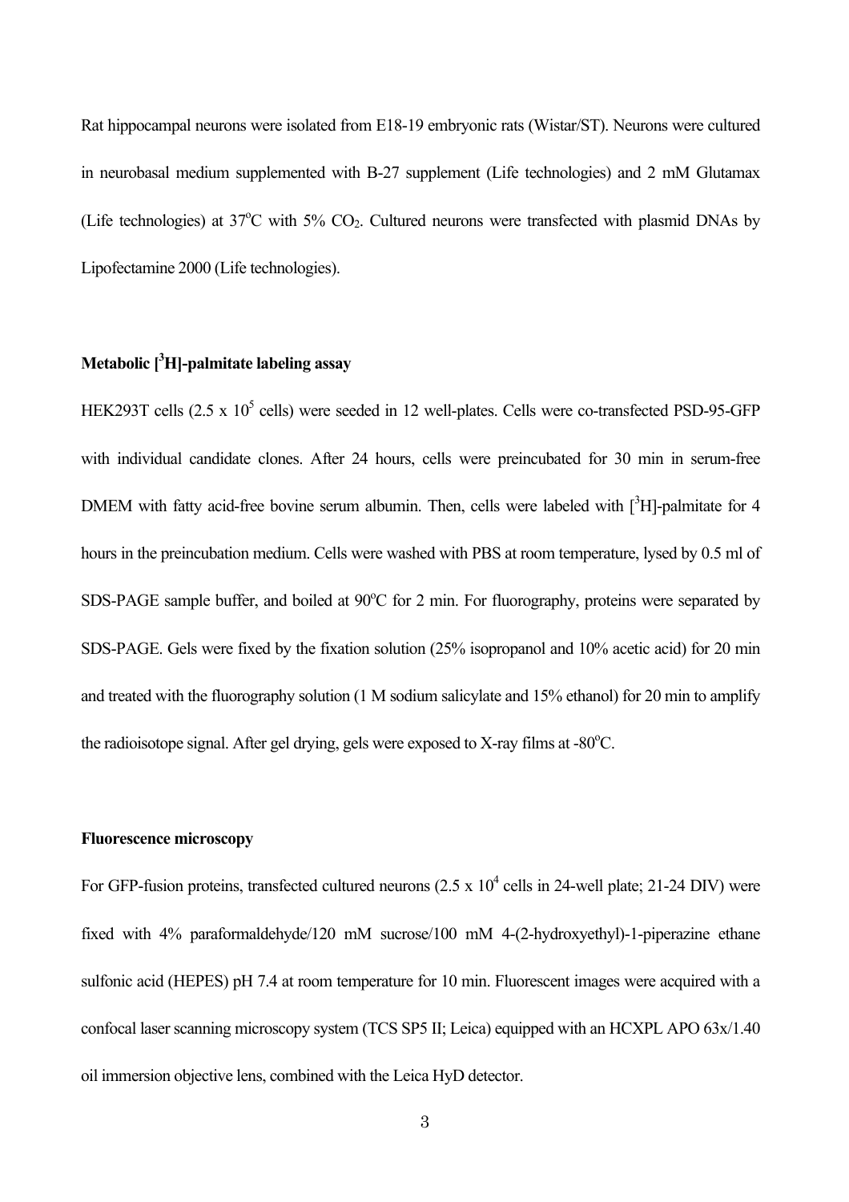Rat hippocampal neurons were isolated from E18-19 embryonic rats (Wistar/ST). Neurons were cultured in neurobasal medium supplemented with B-27 supplement (Life technologies) and 2 mM Glutamax (Life technologies) at 37$^{o}$C with 5% $CO_2$. Cultured neurons were transfected with plasmid DNAs by Lipofectamine 2000 (Life technologies).

**Metabolic [$^{3}$H]-palmitate labeling assay**

HEK293T cells (2.5 x $10^{5}$ cells) were seeded in 12 well-plates. Cells were co-transfected PSD-95-GFP with individual candidate clones. After 24 hours, cells were preincubated for 30 min in serum-free DMEM with fatty acid-free bovine serum albumin. Then, cells were labeled with [$^{3}$H]-palmitate for 4 hours in the preincubation medium. Cells were washed with PBS at room temperature, lysed by 0.5 ml of SDS-PAGE sample buffer, and boiled at 90$^{o}$C for 2 min. For fluorography, proteins were separated by SDS-PAGE. Gels were fixed by the fixation solution (25% isopropanol and 10% acetic acid) for 20 min and treated with the fluorography solution (1 M sodium salicylate and 15% ethanol) for 20 min to amplify the radioisotope signal. After gel drying, gels were exposed to X-ray films at -80$^{o}$C.

**Fluorescence microscopy**

For GFP-fusion proteins, transfected cultured neurons (2.5 x $10^{4}$ cells in 24-well plate; 21-24 DIV) were fixed with 4% paraformaldehyde/120 mM sucrose/100 mM 4-(2-hydroxyethyl)-1-piperazine ethane sulfonic acid (HEPES) pH 7.4 at room temperature for 10 min. Fluorescent images were acquired with a confocal laser scanning microscopy system (TCS SP5 II; Leica) equipped with an HCXPL APO 63x/1.40 oil immersion objective lens, combined with the Leica HyD detector.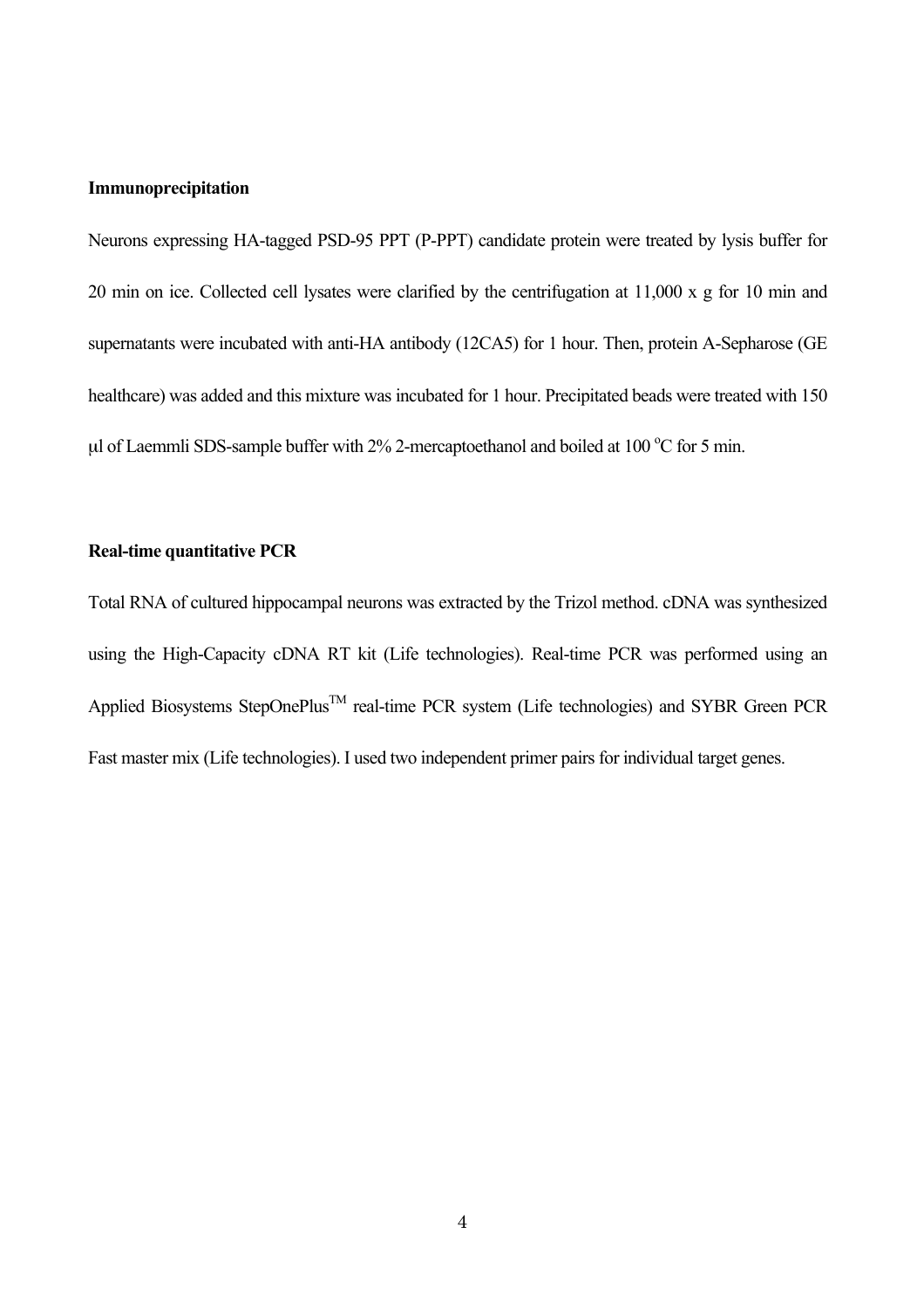**Immunoprecipitation**

Neurons expressing HA-tagged PSD-95 PPT (P-PPT) candidate protein were treated by lysis buffer for 20 min on ice. Collected cell lysates were clarified by the centrifugation at 11,000 x g for 10 min and supernatants were incubated with anti-HA antibody (12CA5) for 1 hour. Then, protein A-Sepharose (GE healthcare) was added and this mixture was incubated for 1 hour. Precipitated beads were treated with 150 μl of Laemmli SDS-sample buffer with 2% 2-mercaptoethanol and boiled at 100 $^{o}$C for 5 min.

**Real-time quantitative PCR**

Total RNA of cultured hippocampal neurons was extracted by the Trizol method. cDNA was synthesized using the High-Capacity cDNA RT kit (Life technologies). Real-time PCR was performed using an Applied Biosystems StepOnePlus™ real-time PCR system (Life technologies) and SYBR Green PCR Fast master mix (Life technologies). I used two independent primer pairs for individual target genes.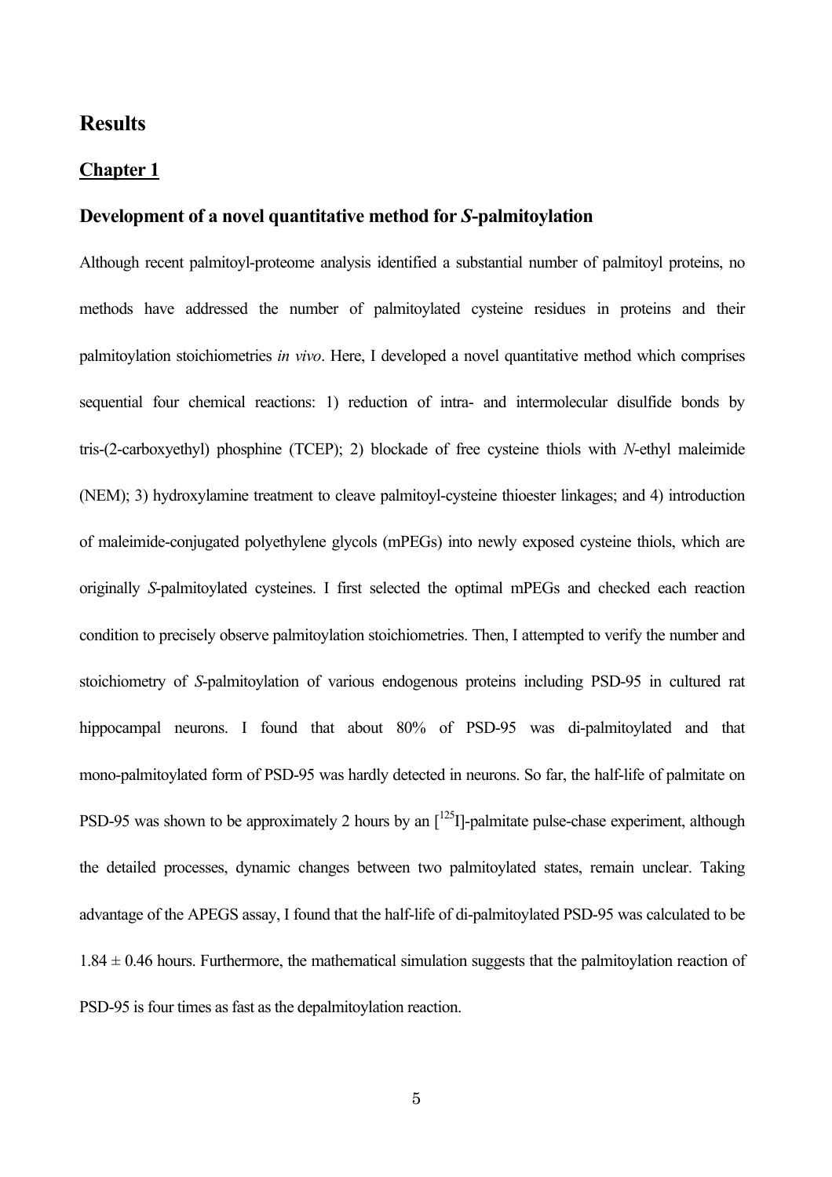# Results

## Chapter 1

### Development of a novel quantitative method for *S*-palmitoylation

Although recent palmitoyl-proteome analysis identified a substantial number of palmitoyl proteins, no methods have addressed the number of palmitoylated cysteine residues in proteins and their palmitoylation stoichiometries *in vivo*. Here, I developed a novel quantitative method which comprises sequential four chemical reactions: 1) reduction of intra- and intermolecular disulfide bonds by tris-(2-carboxyethyl) phosphine (TCEP); 2) blockade of free cysteine thiols with *N*-ethyl maleimide (NEM); 3) hydroxylamine treatment to cleave palmitoyl-cysteine thioester linkages; and 4) introduction of maleimide-conjugated polyethylene glycols (mPEGs) into newly exposed cysteine thiols, which are originally *S*-palmitoylated cysteines. I first selected the optimal mPEGs and checked each reaction condition to precisely observe palmitoylation stoichiometries. Then, I attempted to verify the number and stoichiometry of *S*-palmitoylation of various endogenous proteins including PSD-95 in cultured rat hippocampal neurons. I found that about 80% of PSD-95 was di-palmitoylated and that mono-palmitoylated form of PSD-95 was hardly detected in neurons. So far, the half-life of palmitate on PSD-95 was shown to be approximately 2 hours by an [$^{125}$I]-palmitate pulse-chase experiment, although the detailed processes, dynamic changes between two palmitoylated states, remain unclear. Taking advantage of the APEGS assay, I found that the half-life of di-palmitoylated PSD-95 was calculated to be $1.84 \pm 0.46$ hours. Furthermore, the mathematical simulation suggests that the palmitoylation reaction of PSD-95 is four times as fast as the depalmitoylation reaction.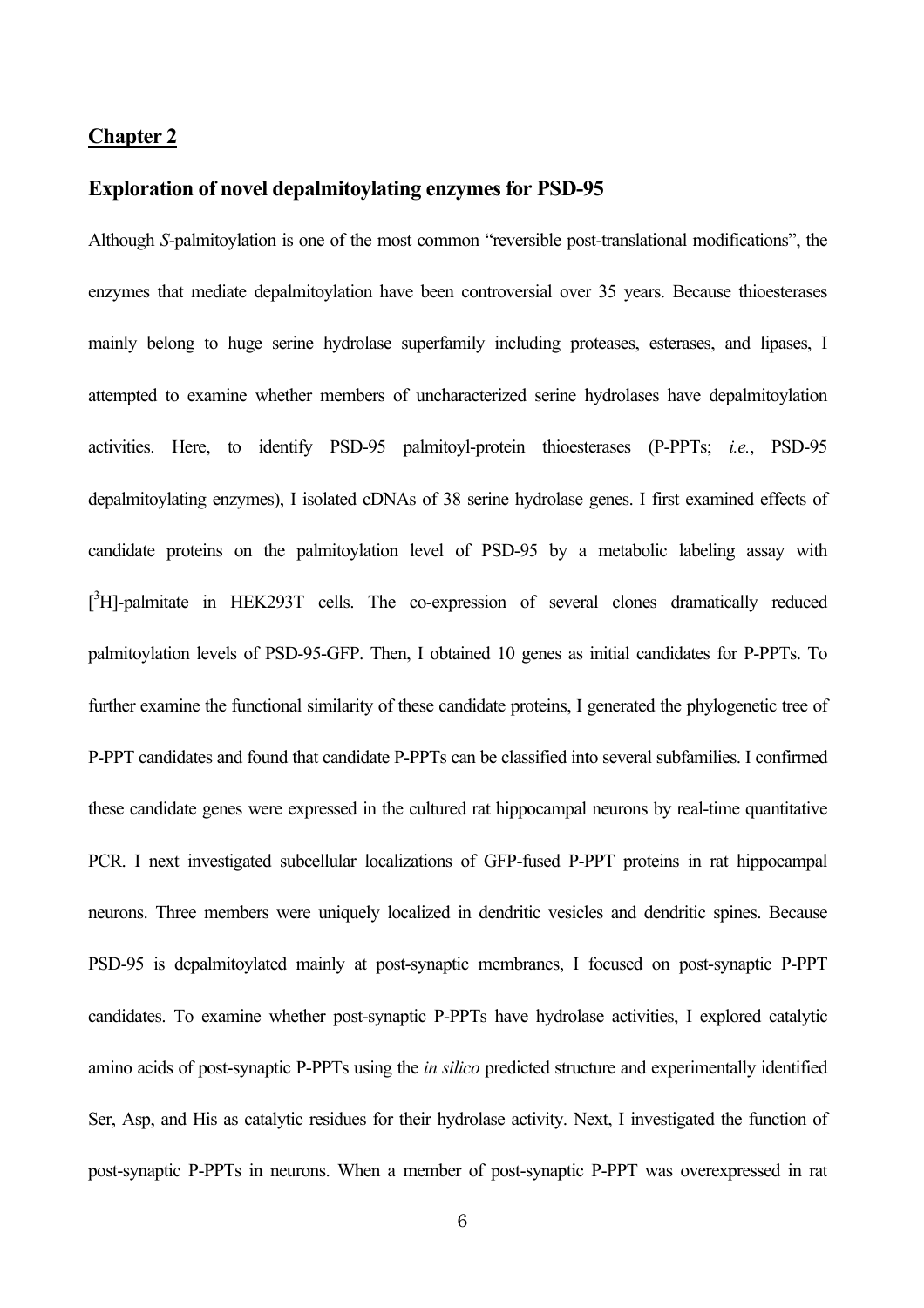## Chapter 2

### Exploration of novel depalmitoylating enzymes for PSD-95

Although *S*-palmitoylation is one of the most common "reversible post-translational modifications", the enzymes that mediate depalmitoylation have been controversial over 35 years. Because thioesterases mainly belong to huge serine hydrolase superfamily including proteases, esterases, and lipases, I attempted to examine whether members of uncharacterized serine hydrolases have depalmitoylation activities. Here, to identify PSD-95 palmitoyl-protein thioesterases (P-PPTs; *i.e.*, PSD-95 depalmitoylating enzymes), I isolated cDNAs of 38 serine hydrolase genes. I first examined effects of candidate proteins on the palmitoylation level of PSD-95 by a metabolic labeling assay with [$^3$H]-palmitate in HEK293T cells. The co-expression of several clones dramatically reduced palmitoylation levels of PSD-95-GFP. Then, I obtained 10 genes as initial candidates for P-PPTs. To further examine the functional similarity of these candidate proteins, I generated the phylogenetic tree of P-PPT candidates and found that candidate P-PPTs can be classified into several subfamilies. I confirmed these candidate genes were expressed in the cultured rat hippocampal neurons by real-time quantitative PCR. I next investigated subcellular localizations of GFP-fused P-PPT proteins in rat hippocampal neurons. Three members were uniquely localized in dendritic vesicles and dendritic spines. Because PSD-95 is depalmitoylated mainly at post-synaptic membranes, I focused on post-synaptic P-PPT candidates. To examine whether post-synaptic P-PPTs have hydrolase activities, I explored catalytic amino acids of post-synaptic P-PPTs using the *in silico* predicted structure and experimentally identified Ser, Asp, and His as catalytic residues for their hydrolase activity. Next, I investigated the function of post-synaptic P-PPTs in neurons. When a member of post-synaptic P-PPT was overexpressed in rat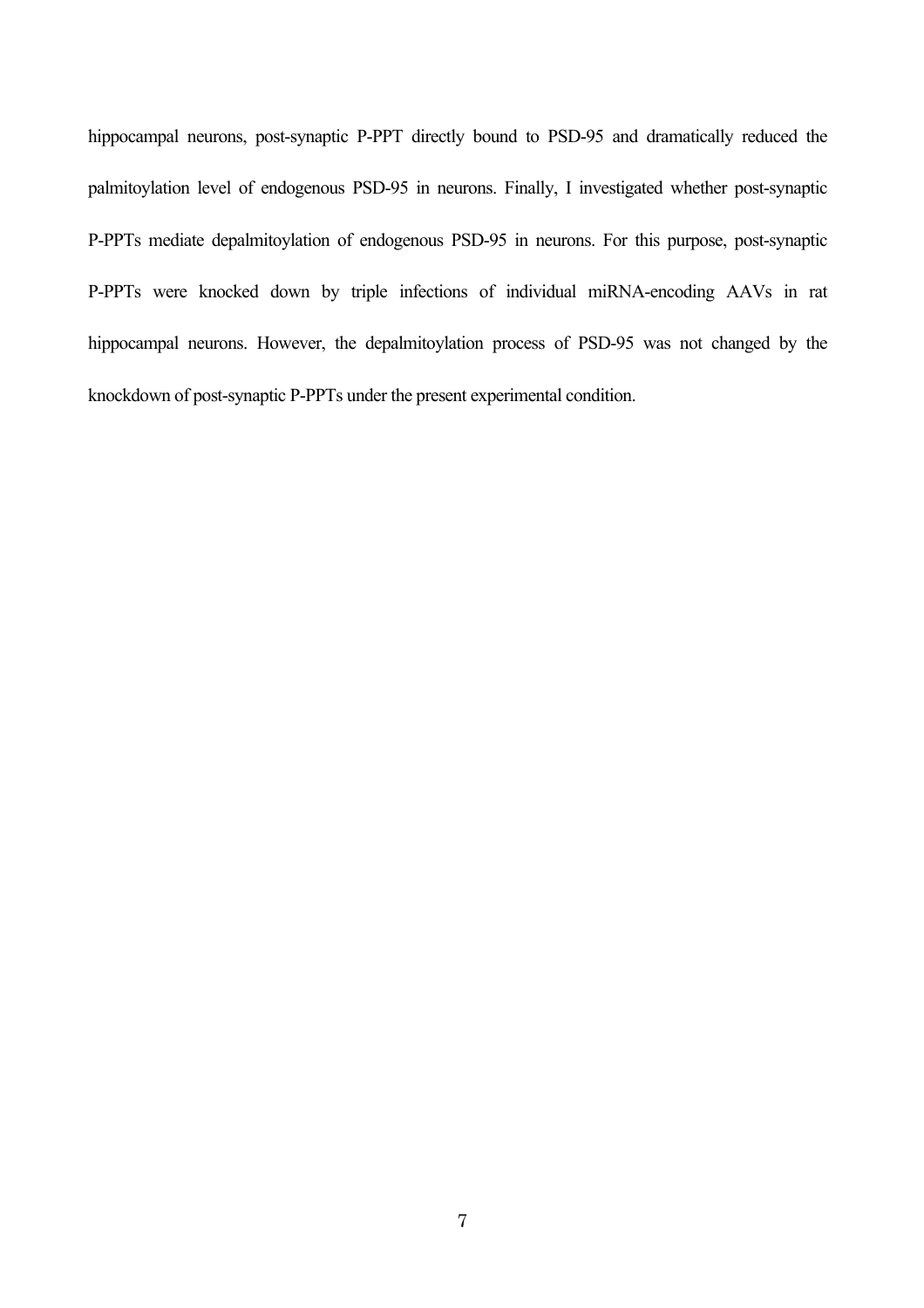hippocampal neurons, post-synaptic P-PPT directly bound to PSD-95 and dramatically reduced the palmitoylation level of endogenous PSD-95 in neurons. Finally, I investigated whether post-synaptic P-PPTs mediate depalmitoylation of endogenous PSD-95 in neurons. For this purpose, post-synaptic P-PPTs were knocked down by triple infections of individual miRNA-encoding AAVs in rat hippocampal neurons. However, the depalmitoylation process of PSD-95 was not changed by the knockdown of post-synaptic P-PPTs under the present experimental condition.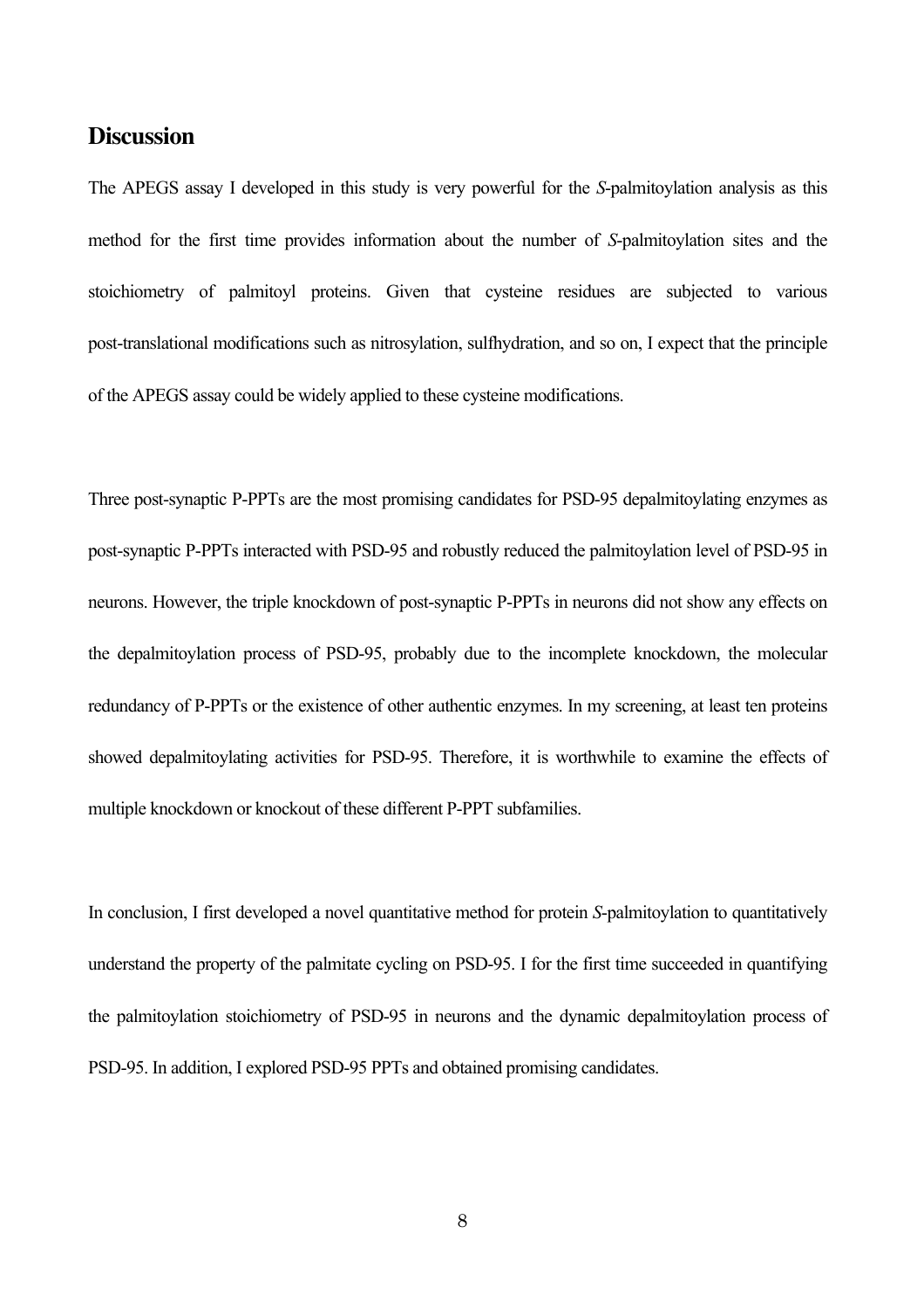## Discussion

The APEGS assay I developed in this study is very powerful for the *S*-palmitoylation analysis as this method for the first time provides information about the number of *S*-palmitoylation sites and the stoichiometry of palmitoyl proteins. Given that cysteine residues are subjected to various post-translational modifications such as nitrosylation, sulfhydration, and so on, I expect that the principle of the APEGS assay could be widely applied to these cysteine modifications.

Three post-synaptic P-PPTs are the most promising candidates for PSD-95 depalmitoylating enzymes as post-synaptic P-PPTs interacted with PSD-95 and robustly reduced the palmitoylation level of PSD-95 in neurons. However, the triple knockdown of post-synaptic P-PPTs in neurons did not show any effects on the depalmitoylation process of PSD-95, probably due to the incomplete knockdown, the molecular redundancy of P-PPTs or the existence of other authentic enzymes. In my screening, at least ten proteins showed depalmitoylating activities for PSD-95. Therefore, it is worthwhile to examine the effects of multiple knockdown or knockout of these different P-PPT subfamilies.

In conclusion, I first developed a novel quantitative method for protein *S*-palmitoylation to quantitatively understand the property of the palmitate cycling on PSD-95. I for the first time succeeded in quantifying the palmitoylation stoichiometry of PSD-95 in neurons and the dynamic depalmitoylation process of PSD-95. In addition, I explored PSD-95 PPTs and obtained promising candidates.